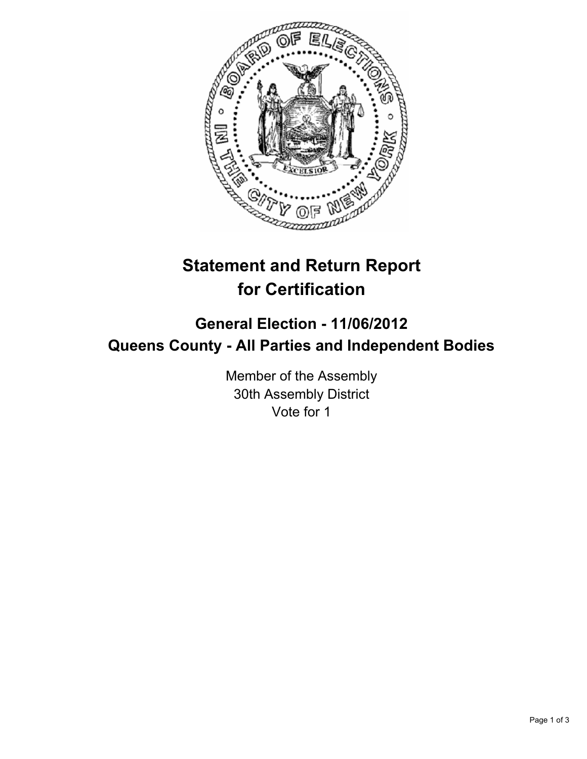# Statement and Return Report for Certification

## General Election - 11/06/2012
## Queens County - All Parties and Independent Bodies

Member of the Assembly
30th Assembly District
Vote for 1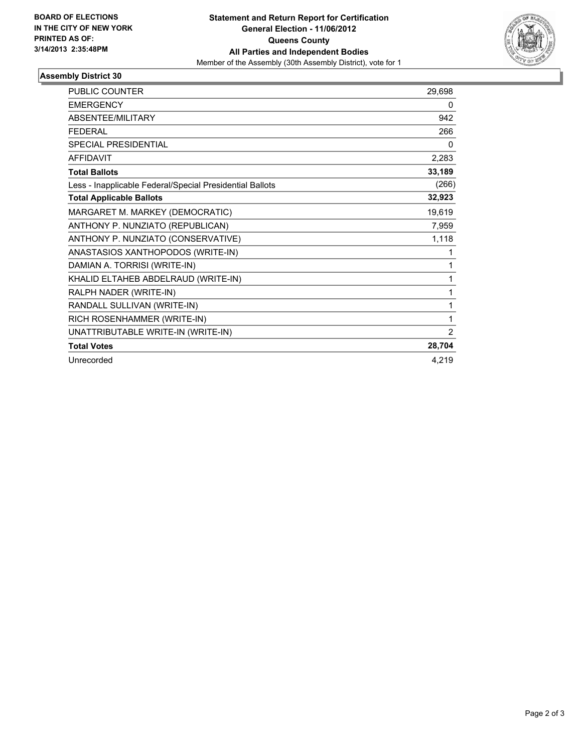BOARD OF ELECTIONS
IN THE CITY OF NEW YORK
PRINTED AS OF:
3/14/2013 2:35:48PM

**Statement and Return Report for Certification**
**General Election - 11/06/2012**
**Queens County**
**All Parties and Independent Bodies**
Member of the Assembly (30th Assembly District), vote for 1

## Assembly District 30

| | |
|---|---|
| PUBLIC COUNTER | 29,698 |
| EMERGENCY | 0 |
| ABSENTEE/MILITARY | 942 |
| FEDERAL | 266 |
| SPECIAL PRESIDENTIAL | 0 |
| AFFIDAVIT | 2,283 |
| **Total Ballots** | **33,189** |
| Less - Inapplicable Federal/Special Presidential Ballots | (266) |
| **Total Applicable Ballots** | **32,923** |
| MARGARET M. MARKEY (DEMOCRATIC) | 19,619 |
| ANTHONY P. NUNZIATO (REPUBLICAN) | 7,959 |
| ANTHONY P. NUNZIATO (CONSERVATIVE) | 1,118 |
| ANASTASIOS XANTHOPODOS (WRITE-IN) | 1 |
| DAMIAN A. TORRISI (WRITE-IN) | 1 |
| KHALID ELTAHEB ABDELRAUD (WRITE-IN) | 1 |
| RALPH NADER (WRITE-IN) | 1 |
| RANDALL SULLIVAN (WRITE-IN) | 1 |
| RICH ROSENHAMMER (WRITE-IN) | 1 |
| UNATTRIBUTABLE WRITE-IN (WRITE-IN) | 2 |
| **Total Votes** | **28,704** |
| Unrecorded | 4,219 |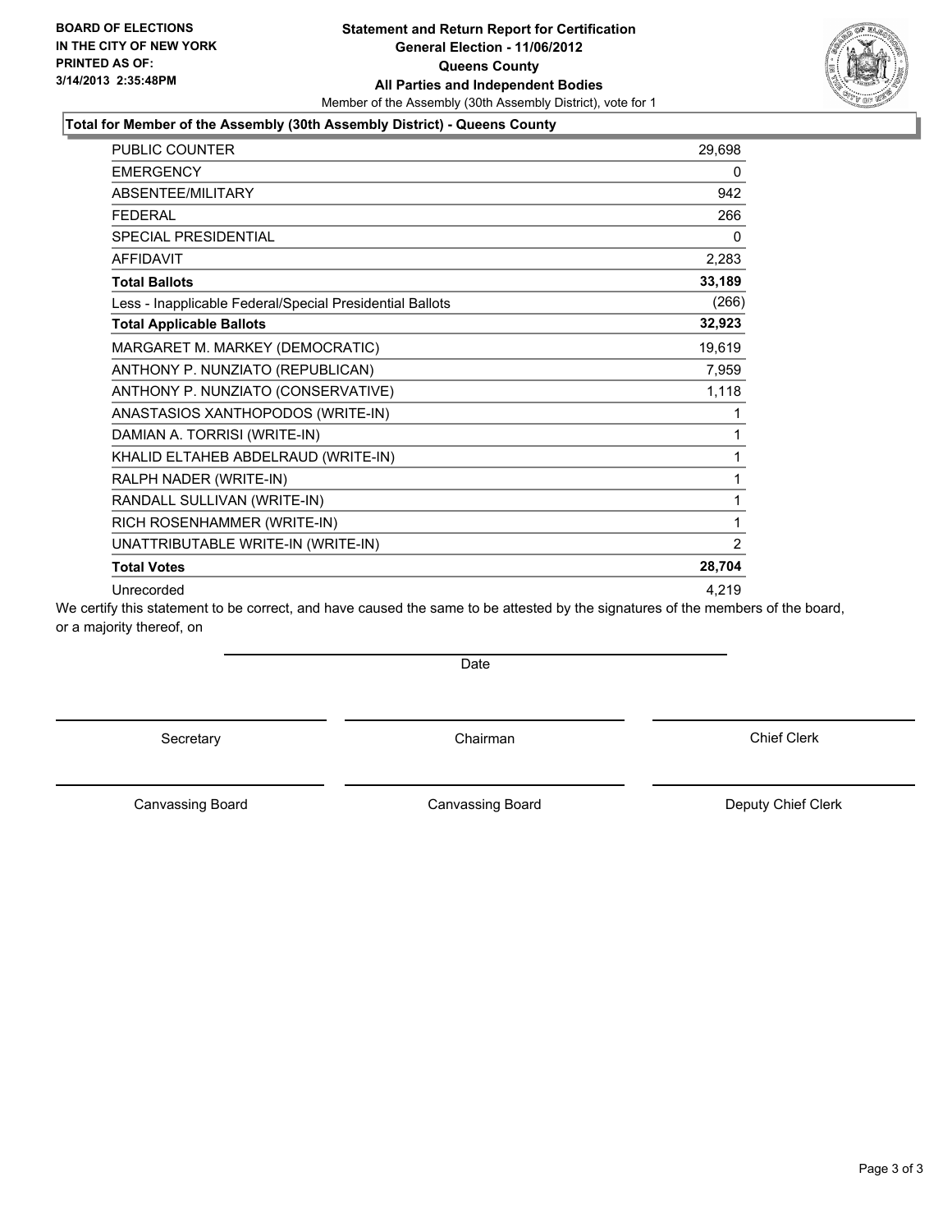**BOARD OF ELECTIONS IN THE CITY OF NEW YORK PRINTED AS OF: 3/14/2013 2:35:48PM**

**Statement and Return Report for Certification General Election - 11/06/2012 Queens County All Parties and Independent Bodies**

Member of the Assembly (30th Assembly District), vote for 1

**Total for Member of the Assembly (30th Assembly District) - Queens County**

| | |
|---|---|
| PUBLIC COUNTER | 29,698 |
| EMERGENCY | 0 |
| ABSENTEE/MILITARY | 942 |
| FEDERAL | 266 |
| SPECIAL PRESIDENTIAL | 0 |
| AFFIDAVIT | 2,283 |
| **Total Ballots** | **33,189** |
| Less - Inapplicable Federal/Special Presidential Ballots | (266) |
| **Total Applicable Ballots** | **32,923** |
| MARGARET M. MARKEY (DEMOCRATIC) | 19,619 |
| ANTHONY P. NUNZIATO (REPUBLICAN) | 7,959 |
| ANTHONY P. NUNZIATO (CONSERVATIVE) | 1,118 |
| ANASTASIOS XANTHOPODOS (WRITE-IN) | 1 |
| DAMIAN A. TORRISI (WRITE-IN) | 1 |
| KHALID ELTAHEB ABDELRAUD (WRITE-IN) | 1 |
| RALPH NADER (WRITE-IN) | 1 |
| RANDALL SULLIVAN (WRITE-IN) | 1 |
| RICH ROSENHAMMER (WRITE-IN) | 1 |
| UNATTRIBUTABLE WRITE-IN (WRITE-IN) | 2 |
| **Total Votes** | **28,704** |
| Unrecorded | 4,219 |

We certify this statement to be correct, and have caused the same to be attested by the signatures of the members of the board, or a majority thereof, on

Date

Secretary Chairman Chief Clerk

Canvassing Board Canvassing Board Deputy Chief Clerk